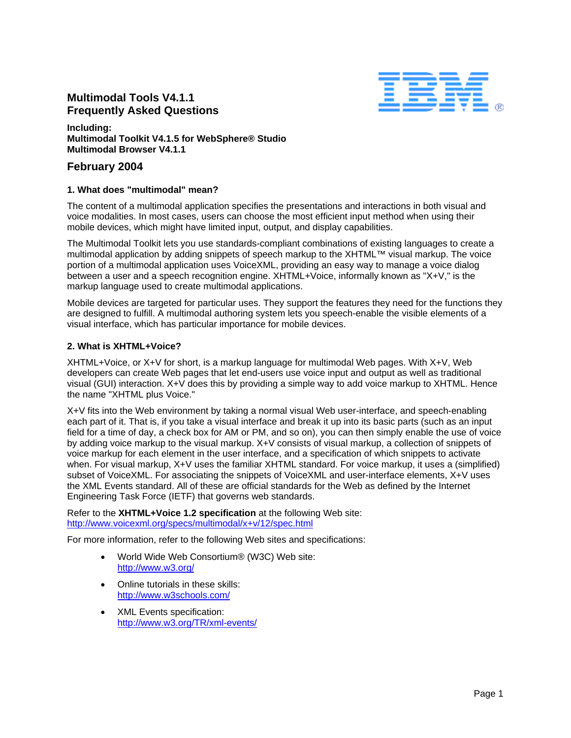# Multimodal Tools V4.1.1
# Frequently Asked Questions

**Including:**
**Multimodal Toolkit V4.1.5 for WebSphere® Studio**
**Multimodal Browser V4.1.1**

## February 2004

### 1. What does "multimodal" mean?

The content of a multimodal application specifies the presentations and interactions in both visual and voice modalities. In most cases, users can choose the most efficient input method when using their mobile devices, which might have limited input, output, and display capabilities.

The Multimodal Toolkit lets you use standards-compliant combinations of existing languages to create a multimodal application by adding snippets of speech markup to the XHTML™ visual markup. The voice portion of a multimodal application uses VoiceXML, providing an easy way to manage a voice dialog between a user and a speech recognition engine. XHTML+Voice, informally known as "X+V," is the markup language used to create multimodal applications.

Mobile devices are targeted for particular uses. They support the features they need for the functions they are designed to fulfill. A multimodal authoring system lets you speech-enable the visible elements of a visual interface, which has particular importance for mobile devices.

### 2. What is XHTML+Voice?

XHTML+Voice, or X+V for short, is a markup language for multimodal Web pages. With X+V, Web developers can create Web pages that let end-users use voice input and output as well as traditional visual (GUI) interaction. X+V does this by providing a simple way to add voice markup to XHTML. Hence the name "XHTML plus Voice."

X+V fits into the Web environment by taking a normal visual Web user-interface, and speech-enabling each part of it. That is, if you take a visual interface and break it up into its basic parts (such as an input field for a time of day, a check box for AM or PM, and so on), you can then simply enable the use of voice by adding voice markup to the visual markup. X+V consists of visual markup, a collection of snippets of voice markup for each element in the user interface, and a specification of which snippets to activate when. For visual markup, X+V uses the familiar XHTML standard. For voice markup, it uses a (simplified) subset of VoiceXML. For associating the snippets of VoiceXML and user-interface elements, X+V uses the XML Events standard. All of these are official standards for the Web as defined by the Internet Engineering Task Force (IETF) that governs web standards.

Refer to the **XHTML+Voice 1.2 specification** at the following Web site:
http://www.voicexml.org/specs/multimodal/x+v/12/spec.html

For more information, refer to the following Web sites and specifications:

- World Wide Web Consortium® (W3C) Web site:
  http://www.w3.org/
- Online tutorials in these skills:
  http://www.w3schools.com/
- XML Events specification:
  http://www.w3.org/TR/xml-events/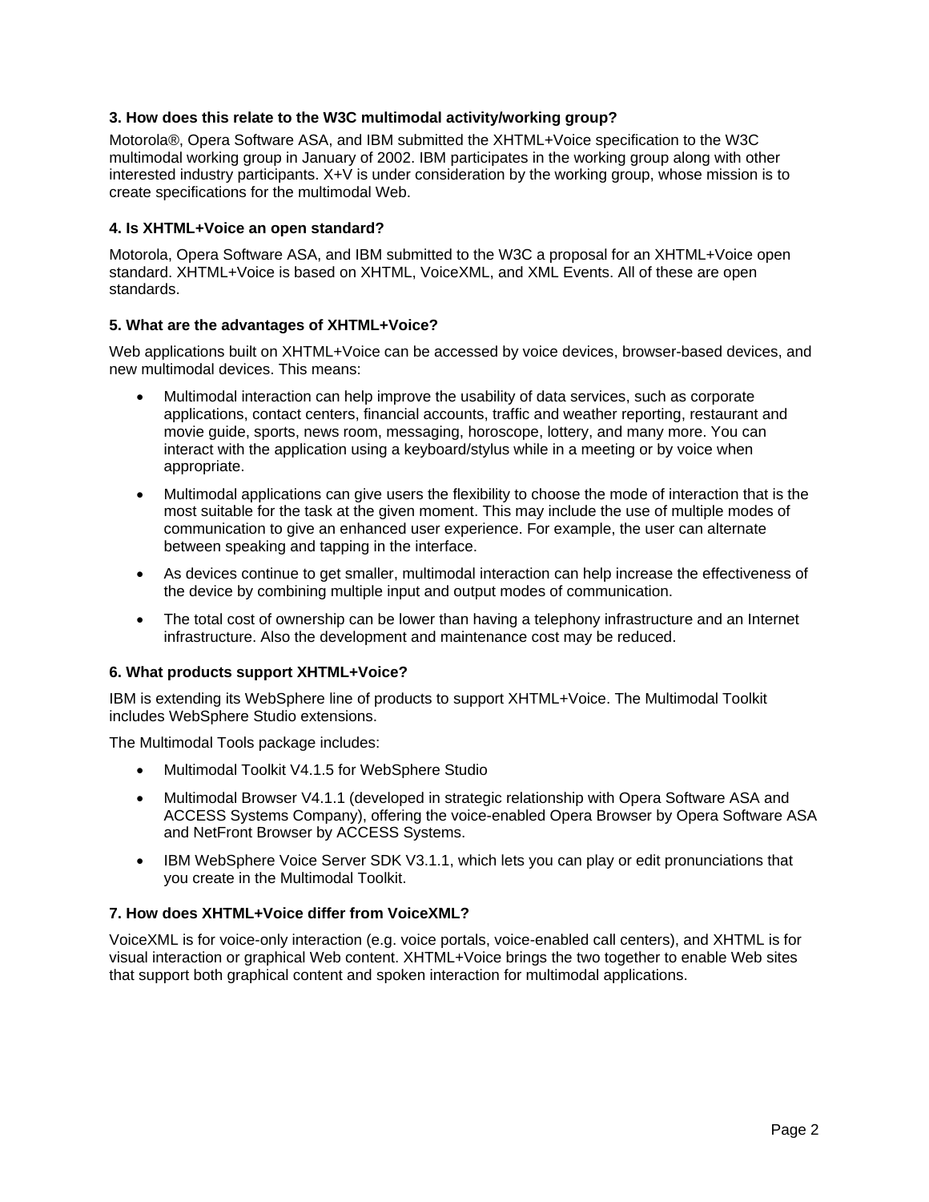### 3. How does this relate to the W3C multimodal activity/working group?

Motorola®, Opera Software ASA, and IBM submitted the XHTML+Voice specification to the W3C multimodal working group in January of 2002. IBM participates in the working group along with other interested industry participants. X+V is under consideration by the working group, whose mission is to create specifications for the multimodal Web.

### 4. Is XHTML+Voice an open standard?

Motorola, Opera Software ASA, and IBM submitted to the W3C a proposal for an XHTML+Voice open standard. XHTML+Voice is based on XHTML, VoiceXML, and XML Events. All of these are open standards.

### 5. What are the advantages of XHTML+Voice?

Web applications built on XHTML+Voice can be accessed by voice devices, browser-based devices, and new multimodal devices. This means:

- Multimodal interaction can help improve the usability of data services, such as corporate applications, contact centers, financial accounts, traffic and weather reporting, restaurant and movie guide, sports, news room, messaging, horoscope, lottery, and many more. You can interact with the application using a keyboard/stylus while in a meeting or by voice when appropriate.
- Multimodal applications can give users the flexibility to choose the mode of interaction that is the most suitable for the task at the given moment. This may include the use of multiple modes of communication to give an enhanced user experience. For example, the user can alternate between speaking and tapping in the interface.
- As devices continue to get smaller, multimodal interaction can help increase the effectiveness of the device by combining multiple input and output modes of communication.
- The total cost of ownership can be lower than having a telephony infrastructure and an Internet infrastructure. Also the development and maintenance cost may be reduced.

### 6. What products support XHTML+Voice?

IBM is extending its WebSphere line of products to support XHTML+Voice. The Multimodal Toolkit includes WebSphere Studio extensions.

The Multimodal Tools package includes:

- Multimodal Toolkit V4.1.5 for WebSphere Studio
- Multimodal Browser V4.1.1 (developed in strategic relationship with Opera Software ASA and ACCESS Systems Company), offering the voice-enabled Opera Browser by Opera Software ASA and NetFront Browser by ACCESS Systems.
- IBM WebSphere Voice Server SDK V3.1.1, which lets you can play or edit pronunciations that you create in the Multimodal Toolkit.

### 7. How does XHTML+Voice differ from VoiceXML?

VoiceXML is for voice-only interaction (e.g. voice portals, voice-enabled call centers), and XHTML is for visual interaction or graphical Web content. XHTML+Voice brings the two together to enable Web sites that support both graphical content and spoken interaction for multimodal applications.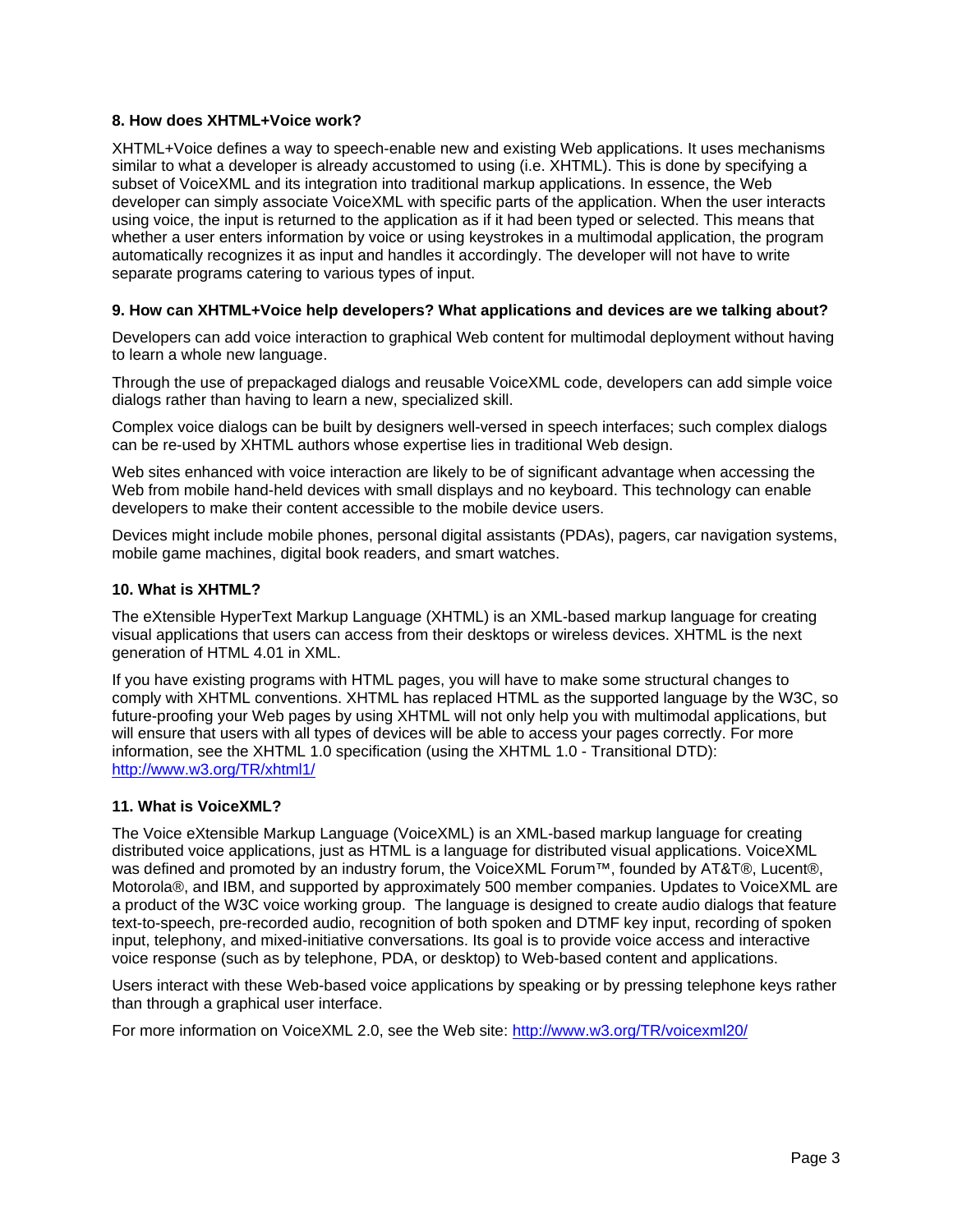### 8. How does XHTML+Voice work?

XHTML+Voice defines a way to speech-enable new and existing Web applications. It uses mechanisms similar to what a developer is already accustomed to using (i.e. XHTML). This is done by specifying a subset of VoiceXML and its integration into traditional markup applications. In essence, the Web developer can simply associate VoiceXML with specific parts of the application. When the user interacts using voice, the input is returned to the application as if it had been typed or selected. This means that whether a user enters information by voice or using keystrokes in a multimodal application, the program automatically recognizes it as input and handles it accordingly. The developer will not have to write separate programs catering to various types of input.

### 9. How can XHTML+Voice help developers? What applications and devices are we talking about?

Developers can add voice interaction to graphical Web content for multimodal deployment without having to learn a whole new language.

Through the use of prepackaged dialogs and reusable VoiceXML code, developers can add simple voice dialogs rather than having to learn a new, specialized skill.

Complex voice dialogs can be built by designers well-versed in speech interfaces; such complex dialogs can be re-used by XHTML authors whose expertise lies in traditional Web design.

Web sites enhanced with voice interaction are likely to be of significant advantage when accessing the Web from mobile hand-held devices with small displays and no keyboard. This technology can enable developers to make their content accessible to the mobile device users.

Devices might include mobile phones, personal digital assistants (PDAs), pagers, car navigation systems, mobile game machines, digital book readers, and smart watches.

### 10. What is XHTML?

The eXtensible HyperText Markup Language (XHTML) is an XML-based markup language for creating visual applications that users can access from their desktops or wireless devices. XHTML is the next generation of HTML 4.01 in XML.

If you have existing programs with HTML pages, you will have to make some structural changes to comply with XHTML conventions. XHTML has replaced HTML as the supported language by the W3C, so future-proofing your Web pages by using XHTML will not only help you with multimodal applications, but will ensure that users with all types of devices will be able to access your pages correctly. For more information, see the XHTML 1.0 specification (using the XHTML 1.0 - Transitional DTD): http://www.w3.org/TR/xhtml1/

### 11. What is VoiceXML?

The Voice eXtensible Markup Language (VoiceXML) is an XML-based markup language for creating distributed voice applications, just as HTML is a language for distributed visual applications. VoiceXML was defined and promoted by an industry forum, the VoiceXML Forum™, founded by AT&T®, Lucent®, Motorola®, and IBM, and supported by approximately 500 member companies. Updates to VoiceXML are a product of the W3C voice working group. The language is designed to create audio dialogs that feature text-to-speech, pre-recorded audio, recognition of both spoken and DTMF key input, recording of spoken input, telephony, and mixed-initiative conversations. Its goal is to provide voice access and interactive voice response (such as by telephone, PDA, or desktop) to Web-based content and applications.

Users interact with these Web-based voice applications by speaking or by pressing telephone keys rather than through a graphical user interface.

For more information on VoiceXML 2.0, see the Web site: http://www.w3.org/TR/voicexml20/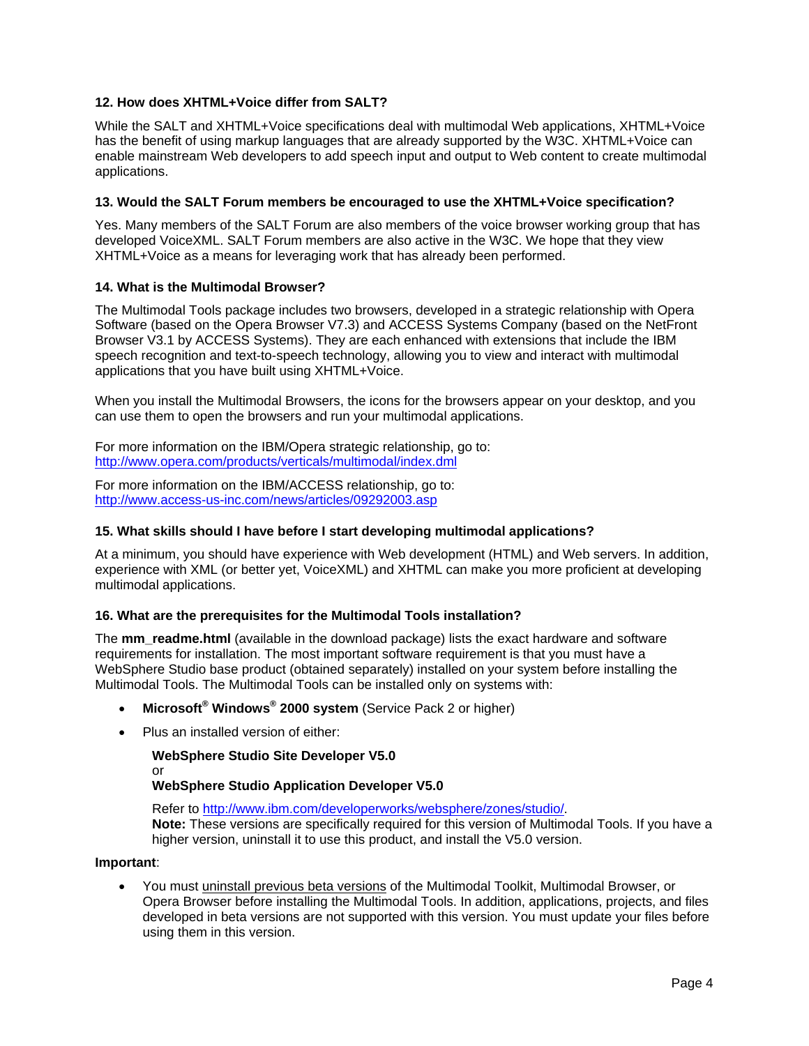### 12. How does XHTML+Voice differ from SALT?

While the SALT and XHTML+Voice specifications deal with multimodal Web applications, XHTML+Voice has the benefit of using markup languages that are already supported by the W3C. XHTML+Voice can enable mainstream Web developers to add speech input and output to Web content to create multimodal applications.

### 13. Would the SALT Forum members be encouraged to use the XHTML+Voice specification?

Yes. Many members of the SALT Forum are also members of the voice browser working group that has developed VoiceXML. SALT Forum members are also active in the W3C. We hope that they view XHTML+Voice as a means for leveraging work that has already been performed.

### 14. What is the Multimodal Browser?

The Multimodal Tools package includes two browsers, developed in a strategic relationship with Opera Software (based on the Opera Browser V7.3) and ACCESS Systems Company (based on the NetFront Browser V3.1 by ACCESS Systems). They are each enhanced with extensions that include the IBM speech recognition and text-to-speech technology, allowing you to view and interact with multimodal applications that you have built using XHTML+Voice.

When you install the Multimodal Browsers, the icons for the browsers appear on your desktop, and you can use them to open the browsers and run your multimodal applications.

For more information on the IBM/Opera strategic relationship, go to:
http://www.opera.com/products/verticals/multimodal/index.dml

For more information on the IBM/ACCESS relationship, go to:
http://www.access-us-inc.com/news/articles/09292003.asp

### 15. What skills should I have before I start developing multimodal applications?

At a minimum, you should have experience with Web development (HTML) and Web servers. In addition, experience with XML (or better yet, VoiceXML) and XHTML can make you more proficient at developing multimodal applications.

### 16. What are the prerequisites for the Multimodal Tools installation?

The **mm_readme.html** (available in the download package) lists the exact hardware and software requirements for installation. The most important software requirement is that you must have a WebSphere Studio base product (obtained separately) installed on your system before installing the Multimodal Tools. The Multimodal Tools can be installed only on systems with:

- **Microsoft® Windows® 2000 system** (Service Pack 2 or higher)
- Plus an installed version of either:

  **WebSphere Studio Site Developer V5.0**
  or
  **WebSphere Studio Application Developer V5.0**

  Refer to http://www.ibm.com/developerworks/websphere/zones/studio/.
  **Note:** These versions are specifically required for this version of Multimodal Tools. If you have a higher version, uninstall it to use this product, and install the V5.0 version.

**Important**:

- You must uninstall previous beta versions of the Multimodal Toolkit, Multimodal Browser, or Opera Browser before installing the Multimodal Tools. In addition, applications, projects, and files developed in beta versions are not supported with this version. You must update your files before using them in this version.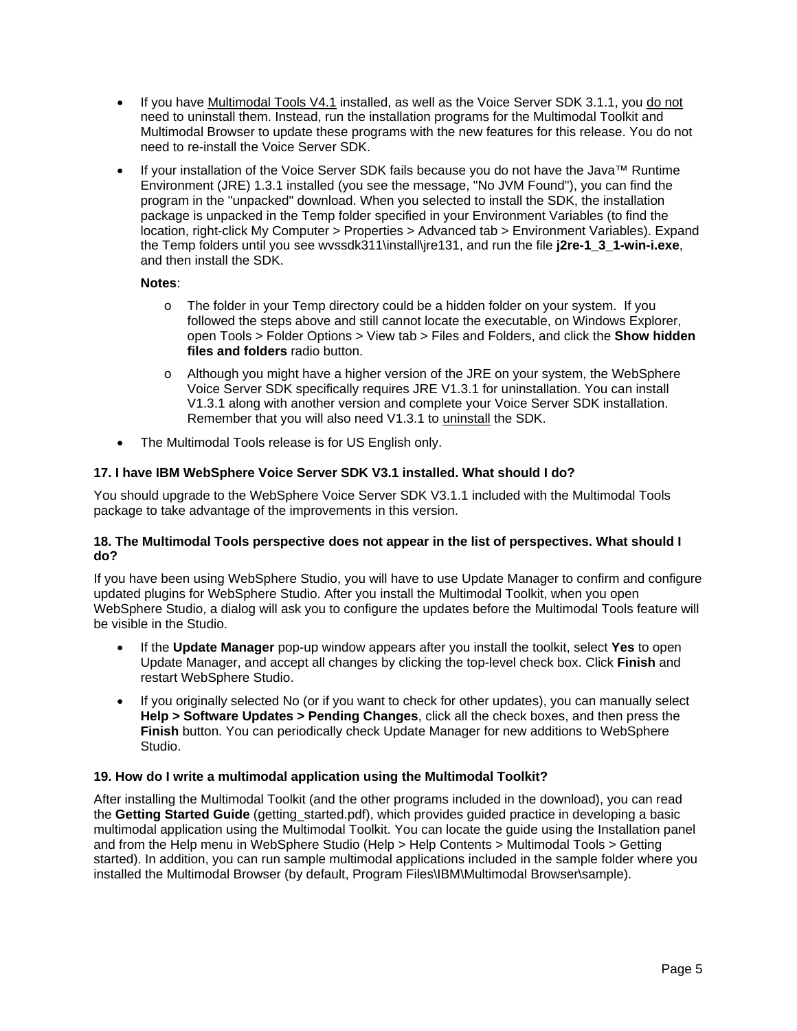- If you have Multimodal Tools V4.1 installed, as well as the Voice Server SDK 3.1.1, you do not need to uninstall them. Instead, run the installation programs for the Multimodal Toolkit and Multimodal Browser to update these programs with the new features for this release. You do not need to re-install the Voice Server SDK.
- If your installation of the Voice Server SDK fails because you do not have the Java™ Runtime Environment (JRE) 1.3.1 installed (you see the message, "No JVM Found"), you can find the program in the "unpacked" download. When you selected to install the SDK, the installation package is unpacked in the Temp folder specified in your Environment Variables (to find the location, right-click My Computer > Properties > Advanced tab > Environment Variables). Expand the Temp folders until you see wvssdk311\install\jre131, and run the file **j2re-1_3_1-win-i.exe**, and then install the SDK.

  **Notes**:

  - The folder in your Temp directory could be a hidden folder on your system. If you followed the steps above and still cannot locate the executable, on Windows Explorer, open Tools > Folder Options > View tab > Files and Folders, and click the **Show hidden files and folders** radio button.
  - Although you might have a higher version of the JRE on your system, the WebSphere Voice Server SDK specifically requires JRE V1.3.1 for uninstallation. You can install V1.3.1 along with another version and complete your Voice Server SDK installation. Remember that you will also need V1.3.1 to uninstall the SDK.
- The Multimodal Tools release is for US English only.

### 17. I have IBM WebSphere Voice Server SDK V3.1 installed. What should I do?

You should upgrade to the WebSphere Voice Server SDK V3.1.1 included with the Multimodal Tools package to take advantage of the improvements in this version.

### 18. The Multimodal Tools perspective does not appear in the list of perspectives. What should I do?

If you have been using WebSphere Studio, you will have to use Update Manager to confirm and configure updated plugins for WebSphere Studio. After you install the Multimodal Toolkit, when you open WebSphere Studio, a dialog will ask you to configure the updates before the Multimodal Tools feature will be visible in the Studio.

- If the **Update Manager** pop-up window appears after you install the toolkit, select **Yes** to open Update Manager, and accept all changes by clicking the top-level check box. Click **Finish** and restart WebSphere Studio.
- If you originally selected No (or if you want to check for other updates), you can manually select **Help > Software Updates > Pending Changes**, click all the check boxes, and then press the **Finish** button. You can periodically check Update Manager for new additions to WebSphere Studio.

### 19. How do I write a multimodal application using the Multimodal Toolkit?

After installing the Multimodal Toolkit (and the other programs included in the download), you can read the **Getting Started Guide** (getting_started.pdf), which provides guided practice in developing a basic multimodal application using the Multimodal Toolkit. You can locate the guide using the Installation panel and from the Help menu in WebSphere Studio (Help > Help Contents > Multimodal Tools > Getting started). In addition, you can run sample multimodal applications included in the sample folder where you installed the Multimodal Browser (by default, Program Files\IBM\Multimodal Browser\sample).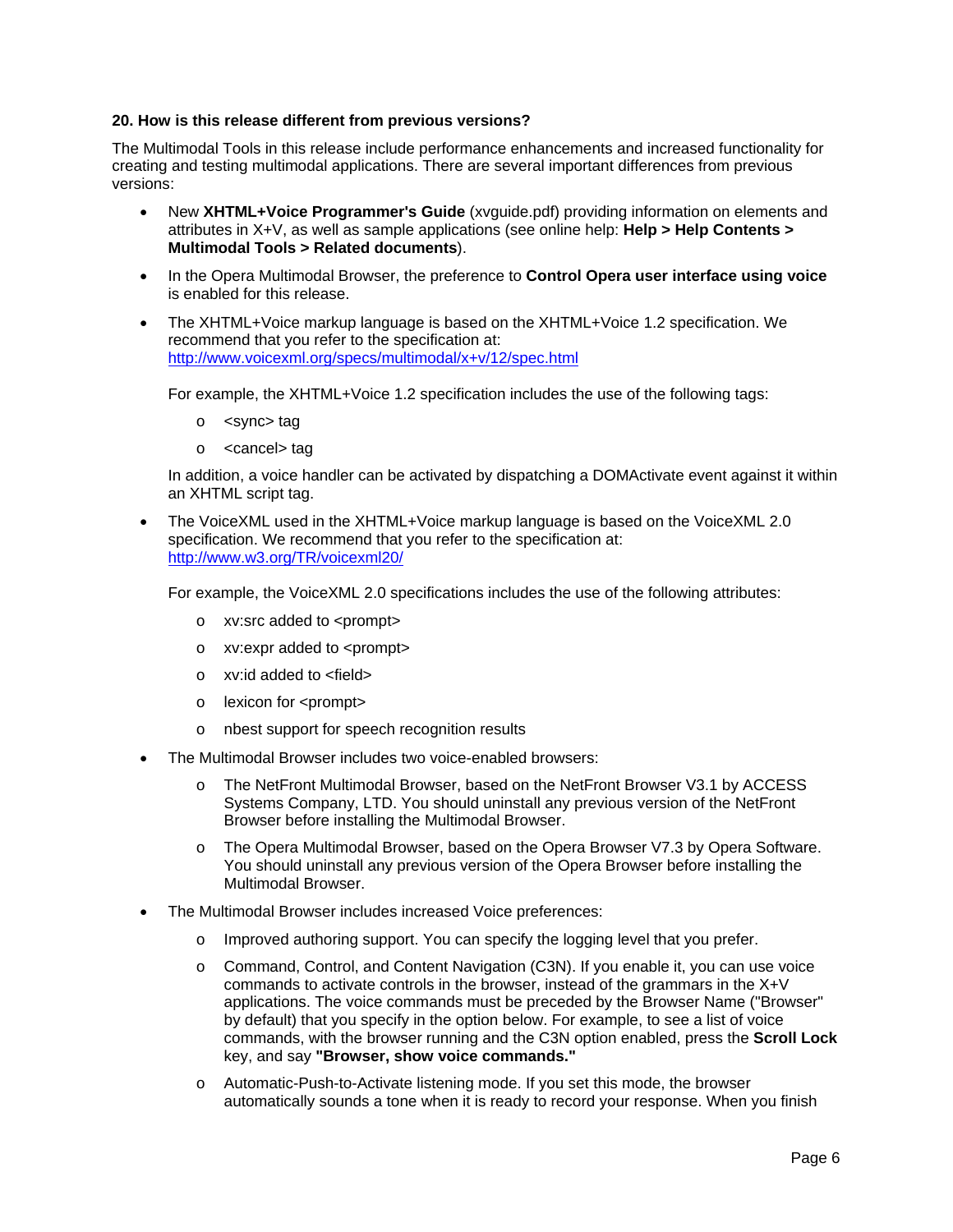**20. How is this release different from previous versions?**

The Multimodal Tools in this release include performance enhancements and increased functionality for creating and testing multimodal applications. There are several important differences from previous versions:

- New **XHTML+Voice Programmer's Guide** (xvguide.pdf) providing information on elements and attributes in X+V, as well as sample applications (see online help: **Help > Help Contents > Multimodal Tools > Related documents**).
- In the Opera Multimodal Browser, the preference to **Control Opera user interface using voice** is enabled for this release.
- The XHTML+Voice markup language is based on the XHTML+Voice 1.2 specification. We recommend that you refer to the specification at: http://www.voicexml.org/specs/multimodal/x+v/12/spec.html

  For example, the XHTML+Voice 1.2 specification includes the use of the following tags:

  - <sync> tag
  - <cancel> tag

  In addition, a voice handler can be activated by dispatching a DOMActivate event against it within an XHTML script tag.

- The VoiceXML used in the XHTML+Voice markup language is based on the VoiceXML 2.0 specification. We recommend that you refer to the specification at: http://www.w3.org/TR/voicexml20/

  For example, the VoiceXML 2.0 specifications includes the use of the following attributes:

  - xv:src added to <prompt>
  - xv:expr added to <prompt>
  - xv:id added to <field>
  - lexicon for <prompt>
  - nbest support for speech recognition results

- The Multimodal Browser includes two voice-enabled browsers:
  - The NetFront Multimodal Browser, based on the NetFront Browser V3.1 by ACCESS Systems Company, LTD. You should uninstall any previous version of the NetFront Browser before installing the Multimodal Browser.
  - The Opera Multimodal Browser, based on the Opera Browser V7.3 by Opera Software. You should uninstall any previous version of the Opera Browser before installing the Multimodal Browser.
- The Multimodal Browser includes increased Voice preferences:
  - Improved authoring support. You can specify the logging level that you prefer.
  - Command, Control, and Content Navigation (C3N). If you enable it, you can use voice commands to activate controls in the browser, instead of the grammars in the X+V applications. The voice commands must be preceded by the Browser Name ("Browser" by default) that you specify in the option below. For example, to see a list of voice commands, with the browser running and the C3N option enabled, press the **Scroll Lock** key, and say **"Browser, show voice commands."**
  - Automatic-Push-to-Activate listening mode. If you set this mode, the browser automatically sounds a tone when it is ready to record your response. When you finish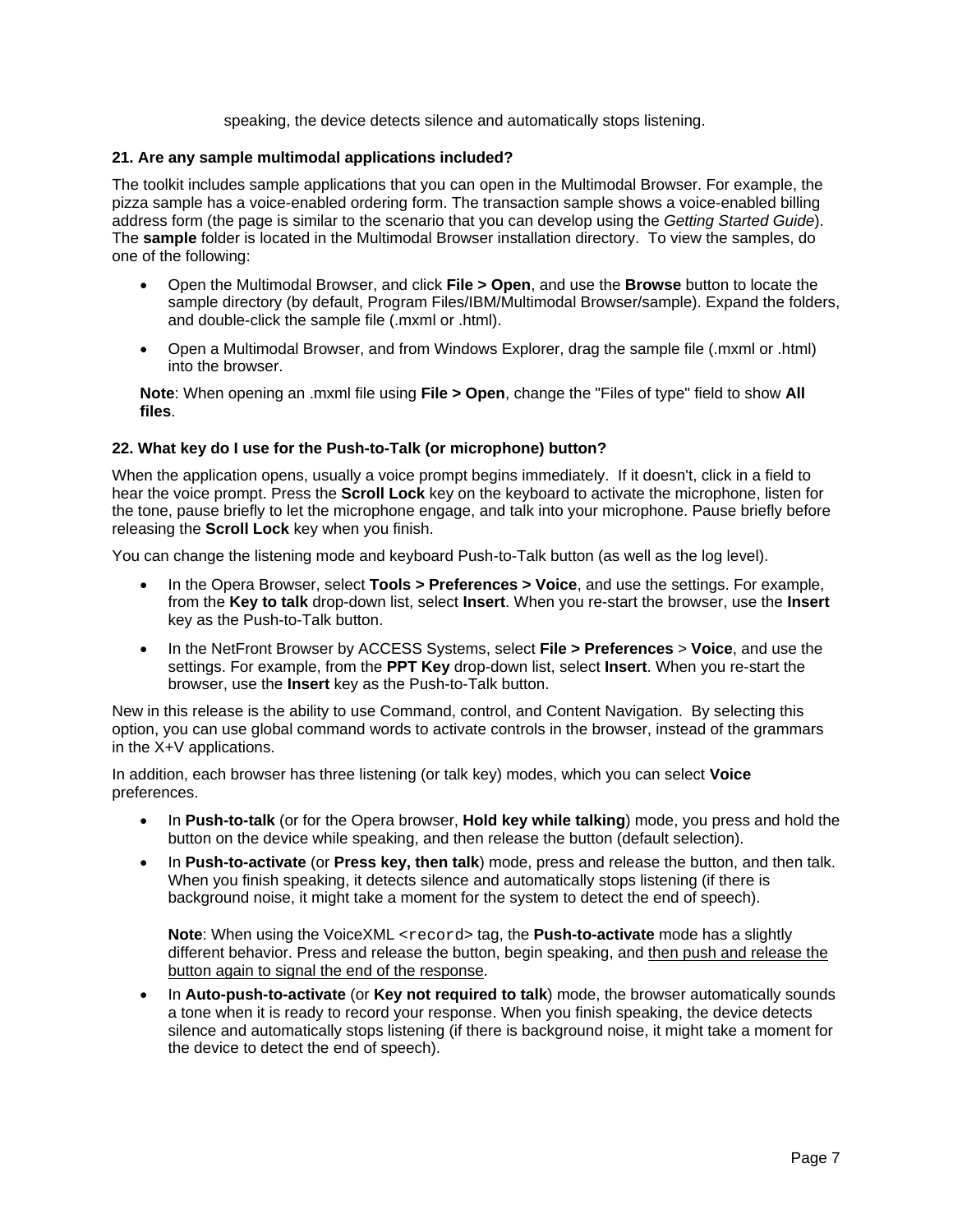speaking, the device detects silence and automatically stops listening.

**21. Are any sample multimodal applications included?**

The toolkit includes sample applications that you can open in the Multimodal Browser. For example, the pizza sample has a voice-enabled ordering form. The transaction sample shows a voice-enabled billing address form (the page is similar to the scenario that you can develop using the *Getting Started Guide*). The **sample** folder is located in the Multimodal Browser installation directory. To view the samples, do one of the following:

- Open the Multimodal Browser, and click **File > Open**, and use the **Browse** button to locate the sample directory (by default, Program Files/IBM/Multimodal Browser/sample). Expand the folders, and double-click the sample file (.mxml or .html).
- Open a Multimodal Browser, and from Windows Explorer, drag the sample file (.mxml or .html) into the browser.

**Note**: When opening an .mxml file using **File > Open**, change the "Files of type" field to show **All files**.

**22. What key do I use for the Push-to-Talk (or microphone) button?**

When the application opens, usually a voice prompt begins immediately. If it doesn't, click in a field to hear the voice prompt. Press the **Scroll Lock** key on the keyboard to activate the microphone, listen for the tone, pause briefly to let the microphone engage, and talk into your microphone. Pause briefly before releasing the **Scroll Lock** key when you finish.

You can change the listening mode and keyboard Push-to-Talk button (as well as the log level).

- In the Opera Browser, select **Tools > Preferences > Voice**, and use the settings. For example, from the **Key to talk** drop-down list, select **Insert**. When you re-start the browser, use the **Insert** key as the Push-to-Talk button.
- In the NetFront Browser by ACCESS Systems, select **File > Preferences** > **Voice**, and use the settings. For example, from the **PPT Key** drop-down list, select **Insert**. When you re-start the browser, use the **Insert** key as the Push-to-Talk button.

New in this release is the ability to use Command, control, and Content Navigation. By selecting this option, you can use global command words to activate controls in the browser, instead of the grammars in the X+V applications.

In addition, each browser has three listening (or talk key) modes, which you can select **Voice** preferences.

- In **Push-to-talk** (or for the Opera browser, **Hold key while talking**) mode, you press and hold the button on the device while speaking, and then release the button (default selection).
- In **Push-to-activate** (or **Press key, then talk**) mode, press and release the button, and then talk. When you finish speaking, it detects silence and automatically stops listening (if there is background noise, it might take a moment for the system to detect the end of speech).

  **Note**: When using the VoiceXML `<record>` tag, the **Push-to-activate** mode has a slightly different behavior. Press and release the button, begin speaking, and <u>then push and release the button again to signal the end of the response</u>.
- In **Auto-push-to-activate** (or **Key not required to talk**) mode, the browser automatically sounds a tone when it is ready to record your response. When you finish speaking, the device detects silence and automatically stops listening (if there is background noise, it might take a moment for the device to detect the end of speech).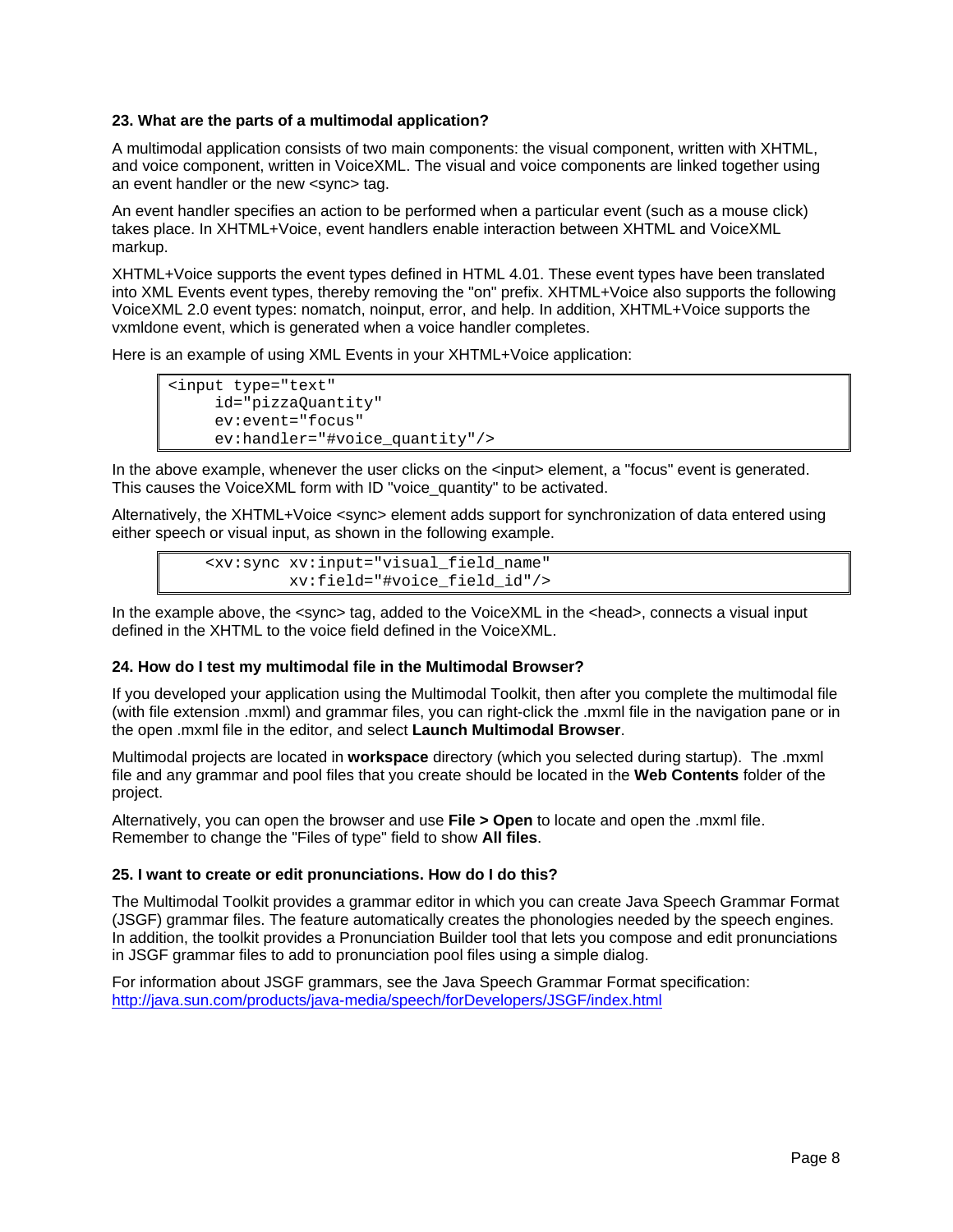**23. What are the parts of a multimodal application?**

A multimodal application consists of two main components: the visual component, written with XHTML, and voice component, written in VoiceXML. The visual and voice components are linked together using an event handler or the new <sync> tag.

An event handler specifies an action to be performed when a particular event (such as a mouse click) takes place. In XHTML+Voice, event handlers enable interaction between XHTML and VoiceXML markup.

XHTML+Voice supports the event types defined in HTML 4.01. These event types have been translated into XML Events event types, thereby removing the "on" prefix. XHTML+Voice also supports the following VoiceXML 2.0 event types: nomatch, noinput, error, and help. In addition, XHTML+Voice supports the vxmldone event, which is generated when a voice handler completes.

Here is an example of using XML Events in your XHTML+Voice application:

```
<input type="text"
     id="pizzaQuantity"
     ev:event="focus"
     ev:handler="#voice_quantity"/>
```

In the above example, whenever the user clicks on the <input> element, a "focus" event is generated. This causes the VoiceXML form with ID "voice_quantity" to be activated.

Alternatively, the XHTML+Voice <sync> element adds support for synchronization of data entered using either speech or visual input, as shown in the following example.

```
    <xv:sync xv:input="visual_field_name"
             xv:field="#voice_field_id"/>
```

In the example above, the <sync> tag, added to the VoiceXML in the <head>, connects a visual input defined in the XHTML to the voice field defined in the VoiceXML.

**24. How do I test my multimodal file in the Multimodal Browser?**

If you developed your application using the Multimodal Toolkit, then after you complete the multimodal file (with file extension .mxml) and grammar files, you can right-click the .mxml file in the navigation pane or in the open .mxml file in the editor, and select **Launch Multimodal Browser**.

Multimodal projects are located in **workspace** directory (which you selected during startup). The .mxml file and any grammar and pool files that you create should be located in the **Web Contents** folder of the project.

Alternatively, you can open the browser and use **File > Open** to locate and open the .mxml file. Remember to change the "Files of type" field to show **All files**.

**25. I want to create or edit pronunciations. How do I do this?**

The Multimodal Toolkit provides a grammar editor in which you can create Java Speech Grammar Format (JSGF) grammar files. The feature automatically creates the phonologies needed by the speech engines. In addition, the toolkit provides a Pronunciation Builder tool that lets you compose and edit pronunciations in JSGF grammar files to add to pronunciation pool files using a simple dialog.

For information about JSGF grammars, see the Java Speech Grammar Format specification:
http://java.sun.com/products/java-media/speech/forDevelopers/JSGF/index.html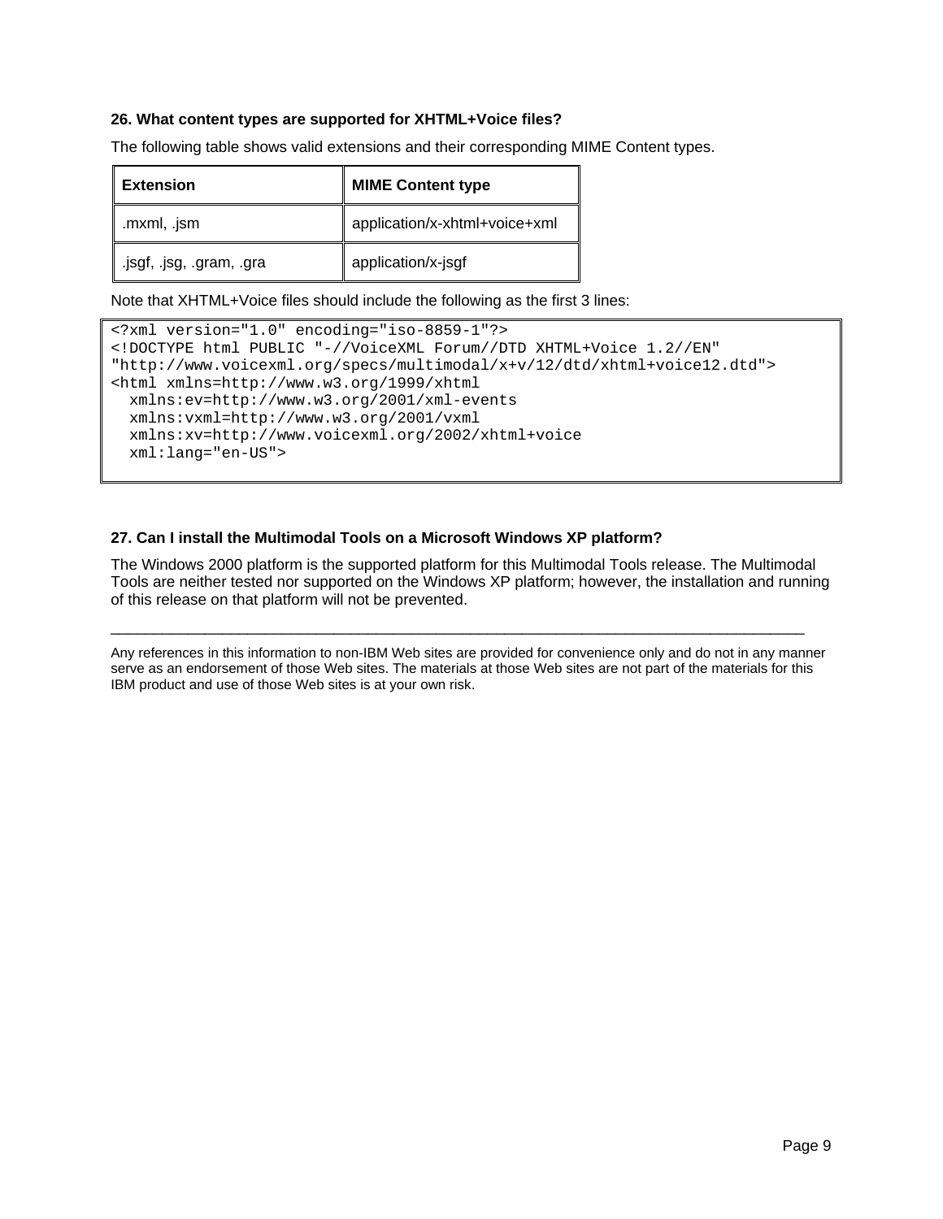**26. What content types are supported for XHTML+Voice files?**

The following table shows valid extensions and their corresponding MIME Content types.

| Extension | MIME Content type |
|---|---|
| .mxml, .jsm | application/x-xhtml+voice+xml |
| .jsgf, .jsg, .gram, .gra | application/x-jsgf |

Note that XHTML+Voice files should include the following as the first 3 lines:

```
<?xml version="1.0" encoding="iso-8859-1"?>
<!DOCTYPE html PUBLIC "-//VoiceXML Forum//DTD XHTML+Voice 1.2//EN"
"http://www.voicexml.org/specs/multimodal/x+v/12/dtd/xhtml+voice12.dtd">
<html xmlns=http://www.w3.org/1999/xhtml
  xmlns:ev=http://www.w3.org/2001/xml-events
  xmlns:vxml=http://www.w3.org/2001/vxml
  xmlns:xv=http://www.voicexml.org/2002/xhtml+voice
  xml:lang="en-US">
```

**27. Can I install the Multimodal Tools on a Microsoft Windows XP platform?**

The Windows 2000 platform is the supported platform for this Multimodal Tools release. The Multimodal Tools are neither tested nor supported on the Windows XP platform; however, the installation and running of this release on that platform will not be prevented.

---

Any references in this information to non-IBM Web sites are provided for convenience only and do not in any manner serve as an endorsement of those Web sites. The materials at those Web sites are not part of the materials for this IBM product and use of those Web sites is at your own risk.